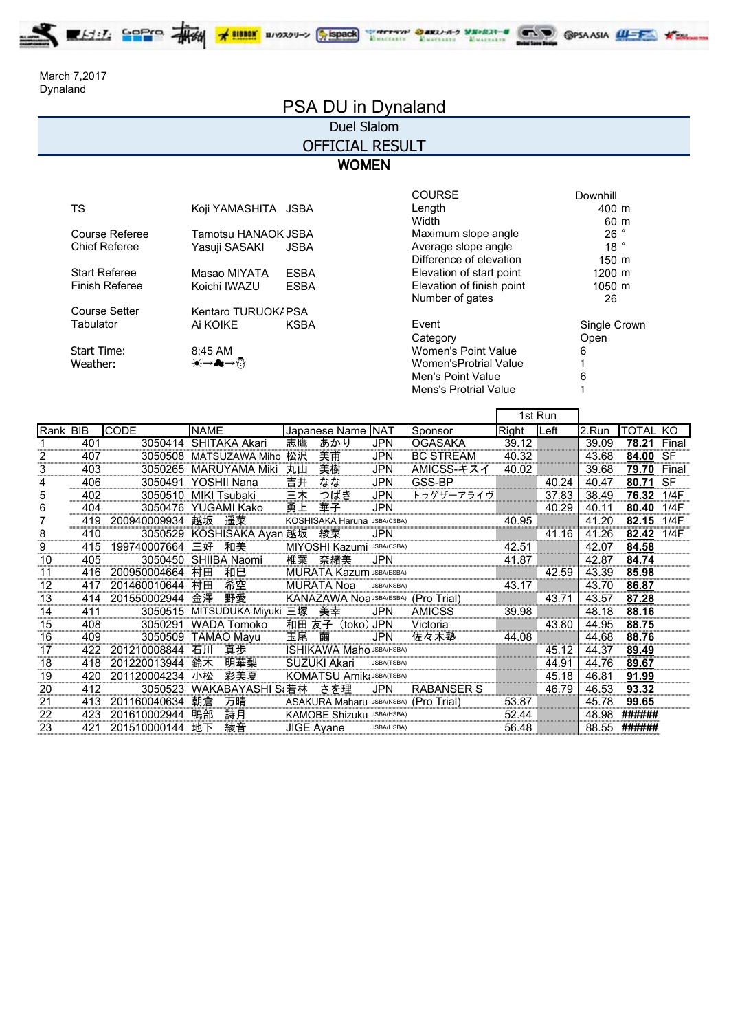March 7,2017
Dynaland

# PSA DU in Dynaland

## Duel Slalom

## OFFICIAL RESULT

### WOMEN

| | | |
|---|---|---|
| TS | Koji YAMASHITA | JSBA |
| Course Referee | Tamotsu HANAOK | JSBA |
| Chief Referee | Yasuji SASAKI | JSBA |
| Start Referee | Masao MIYATA | ESBA |
| Finish Referee | Koichi IWAZU | ESBA |
| Course Setter | Kentaro TURUOK/ | PSA |
| Tabulator | Ai KOIKE | KSBA |
| Start Time: | 8:45 AM | |
| Weather: | ☀→☁→⛄ | |

| | |
|---|---|
| COURSE | Downhill |
| Length | 400 m |
| Width | 60 m |
| Maximum slope angle | 26 ° |
| Average slope angle | 18 ° |
| Difference of elevation | 150 m |
| Elevation of start point | 1200 m |
| Elevation of finish point | 1050 m |
| Number of gates | 26 |
| Event | Single Crown |
| Category | Open |
| Women's Point Value | 6 |
| Women'sProtrial Value | 1 |
| Men's Point Value | 6 |
| Mens's Protrial Value | 1 |

| | | | | | | | 1st Run | | | | |
|---|---|---|---|---|---|---|---|---|---|---|---|
| Rank | BIB | CODE | NAME | Japanese Name | NAT | Sponsor | Right | Left | 2.Run | TOTAL | KO |
| 1 | 401 | 3050414 | SHITAKA Akari | 志鷹　あかり | JPN | OGASAKA | 39.12 | | 39.09 | **78.21** | Final |
| 2 | 407 | 3050508 | MATSUZAWA Miho | 松沢　美甫 | JPN | BC STREAM | 40.32 | | 43.68 | **84.00** | SF |
| 3 | 403 | 3050265 | MARUYAMA Miki | 丸山　美樹 | JPN | AMICSS-キスイ | 40.02 | | 39.68 | **79.70** | Final |
| 4 | 406 | 3050491 | YOSHII Nana | 吉井　なな | JPN | GSS-BP | | 40.24 | 40.47 | **80.71** | SF |
| 5 | 402 | 3050510 | MIKI Tsubaki | 三木　つばき | JPN | トゥゲザーアライヴ | | 37.83 | 38.49 | **76.32** | 1/4F |
| 6 | 404 | 3050476 | YUGAMI Kako | 勇上　華子 | JPN | | | 40.29 | 40.11 | **80.40** | 1/4F |
| 7 | 419 | 200940009934 | 越坂　遥菜 | KOSHISAKA Haruna JSBA(CSBA) | | | 40.95 | | 41.20 | **82.15** | 1/4F |
| 8 | 410 | 3050529 | KOSHISAKA Ayan | 越坂　綾菜 | JPN | | | 41.16 | 41.26 | **82.42** | 1/4F |
| 9 | 415 | 199740007664 | 三好　和美 | MIYOSHI Kazumi JSBA(CSBA) | | | 42.51 | | 42.07 | **84.58** | |
| 10 | 405 | 3050450 | SHIIBA Naomi | 椎葉　奈緒美 | JPN | | 41.87 | | 42.87 | **84.74** | |
| 11 | 416 | 200950004664 | 村田　和巳 | MURATA Kazum JSBA(ESBA) | | | | 42.59 | 43.39 | **85.98** | |
| 12 | 417 | 201460010644 | 村田　希空 | MURATA Noa JSBA(NSBA) | | | 43.17 | | 43.70 | **86.87** | |
| 13 | 414 | 201550002944 | 金澤　野愛 | KANAZAWA Noa JSBA(ESBA) | | (Pro Trial) | | 43.71 | 43.57 | **87.28** | |
| 14 | 411 | 3050515 | MITSUDUKA Miyuki | 三塚　美幸 | JPN | AMICSS | 39.98 | | 48.18 | **88.16** | |
| 15 | 408 | 3050291 | WADA Tomoko | 和田 友子（toko） | JPN | Victoria | | 43.80 | 44.95 | **88.75** | |
| 16 | 409 | 3050509 | TAMAO Mayu | 玉尾　繭 | JPN | 佐々木塾 | 44.08 | | 44.68 | **88.76** | |
| 17 | 422 | 201210008844 | 石川　真歩 | ISHIKAWA Maho JSBA(HSBA) | | | | 45.12 | 44.37 | **89.49** | |
| 18 | 418 | 201220013944 | 鈴木　明華梨 | SUZUKI Akari JSBA(TSBA) | | | | 44.91 | 44.76 | **89.67** | |
| 19 | 420 | 201120004234 | 小松　彩美夏 | KOMATSU Amik JSBA(TSBA) | | | | 45.18 | 46.81 | **91.99** | |
| 20 | 412 | 3050523 | WAKABAYASHI S | 若林　さを理 | JPN | RABANSER S | | 46.79 | 46.53 | **93.32** | |
| 21 | 413 | 201160040634 | 朝倉　万晴 | ASAKURA Maharu JSBA(NSBA) | | (Pro Trial) | 53.87 | | 45.78 | **99.65** | |
| 22 | 423 | 201610002944 | 鴨部　詩月 | KAMOBE Shizuku JSBA(HSBA) | | | 52.44 | | 48.98 | **######** | |
| 23 | 421 | 201510000144 | 地下　綾音 | JIGE Ayane JSBA(HSBA) | | | 56.48 | | 88.55 | **######** | |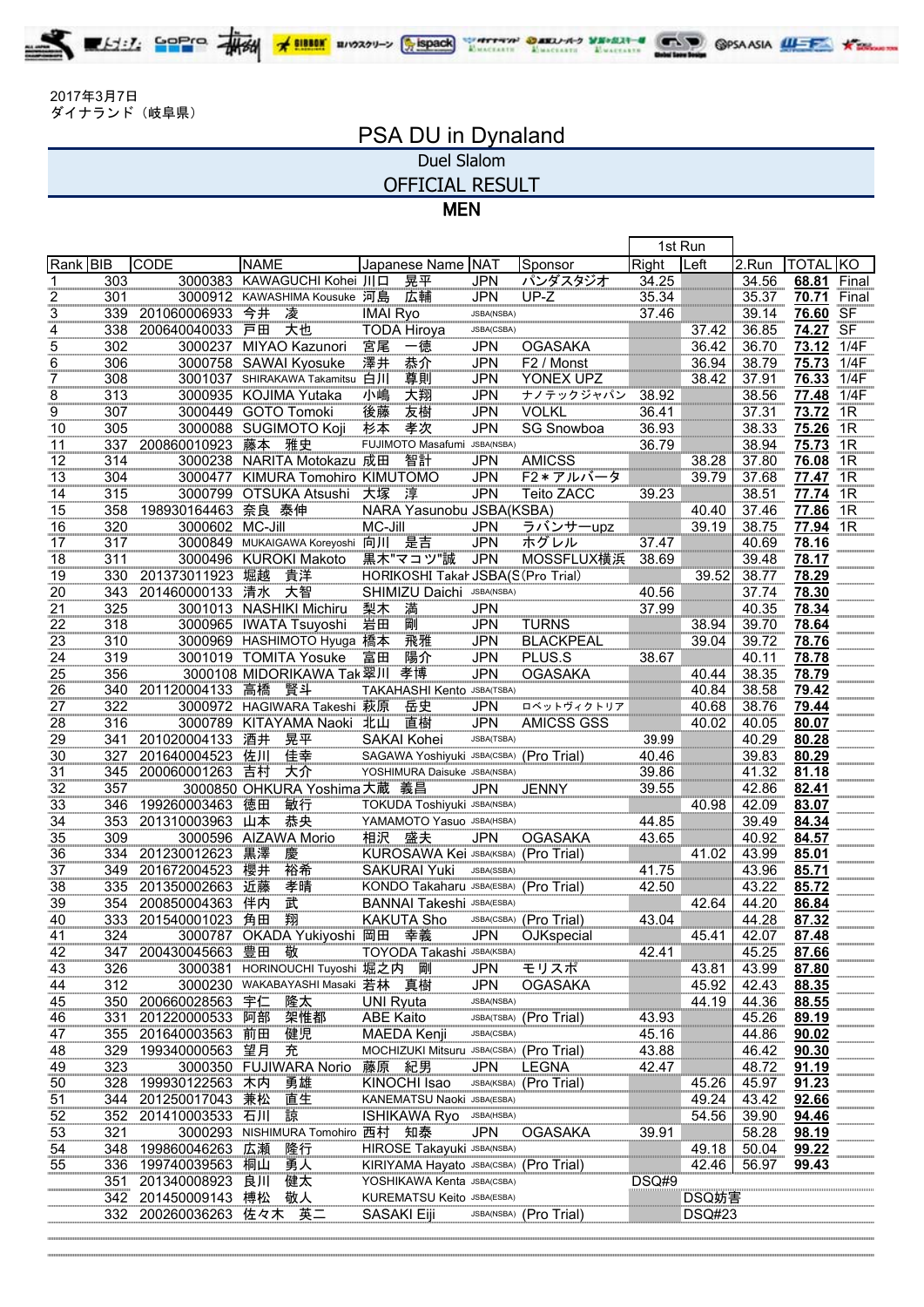2017年3月7日
ダイナランド（岐阜県）

# PSA DU in Dynaland

## Duel Slalom

## OFFICIAL RESULT

## MEN

| Rank | BIB | CODE | NAME | Japanese Name | NAT | Sponsor | 1st Run Right | 1st Run Left | 2.Run | TOTAL | KO |
|---|---|---|---|---|---|---|---|---|---|---|---|
| 1 | 303 | 3000383 | KAWAGUCHI Kohei | 川口　晃平 | JPN | パンダスタジオ | 34.25 | | 34.56 | 68.81 | Final |
| 2 | 301 | 3000912 | KAWASHIMA Kousuke | 河島　広輔 | JPN | UP-Z | 35.34 | | 35.37 | 70.71 | Final |
| 3 | 339 | 201060006933 | 今井　凌 | IMAI Ryo | JSBA(NSBA) | | 37.46 | | 39.14 | 76.60 | SF |
| 4 | 338 | 200640040033 | 戸田　大也 | TODA Hiroya | JSBA(CSBA) | | | 37.42 | 36.85 | 74.27 | SF |
| 5 | 302 | 3000237 | MIYAO Kazunori | 宮尾　一徳 | JPN | OGASAKA | | 36.42 | 36.70 | 73.12 | 1/4F |
| 6 | 306 | 3000758 | SAWAI Kyosuke | 澤井　恭介 | JPN | F2 / Monst | | 36.94 | 38.79 | 75.73 | 1/4F |
| 7 | 308 | 3001037 | SHIRAKAWA Takamitsu | 白川　尊則 | JPN | YONEX UPZ | | 38.42 | 37.91 | 76.33 | 1/4F |
| 8 | 313 | 3000935 | KOJIMA Yutaka | 小嶋　大翔 | JPN | ナノテックジャパン | 38.92 | | 38.56 | 77.48 | 1/4F |
| 9 | 307 | 3000449 | GOTO Tomoki | 後藤　友樹 | JPN | VOLKL | 36.41 | | 37.31 | 73.72 | 1R |
| 10 | 305 | 3000088 | SUGIMOTO Koji | 杉本　孝次 | JPN | SG Snowboa | 36.93 | | 38.33 | 75.26 | 1R |
| 11 | 337 | 200860010923 | 藤本　雅史 | FUJIMOTO Masafumi | JSBA(NSBA) | | 36.79 | | 38.94 | 75.73 | 1R |
| 12 | 314 | 3000238 | NARITA Motokazu | 成田　智計 | JPN | AMICSS | | 38.28 | 37.80 | 76.08 | 1R |
| 13 | 304 | 3000477 | KIMURA Tomohiro | KIMUTOMO | JPN | F2＊アルパータ | | 39.79 | 37.68 | 77.47 | 1R |
| 14 | 315 | 3000799 | OTSUKA Atsushi | 大塚　淳 | JPN | Teito ZACC | 39.23 | | 38.51 | 77.74 | 1R |
| 15 | 358 | 198930164463 | 奈良　泰伸 | NARA Yasunobu | JSBA(KSBA) | | | 40.40 | 37.46 | 77.86 | 1R |
| 16 | 320 | 3000602 | MC-Jill | MC-Jill | JPN | ラバンサーupz | | 39.19 | 38.75 | 77.94 | 1R |
| 17 | 317 | 3000849 | MUKAIGAWA Koreyoshi | 向川　是吉 | JPN | ホグレル | 37.47 | | 40.69 | 78.16 | |
| 18 | 311 | 3000496 | KUROKI Makoto | 黒木"マコツ"誠 | JPN | MOSSFLUX横浜 | 38.69 | | 39.48 | 78.17 | |
| 19 | 330 | 201373011923 | 堀越　貴洋 | HORIKOSHI Takal | JSBA(S | (Pro Trial) | | 39.52 | 38.77 | 78.29 | |
| 20 | 343 | 201460000133 | 清水　大智 | SHIMIZU Daichi | JSBA(NSBA) | | 40.56 | | 37.74 | 78.30 | |
| 21 | 325 | 3001013 | NASHIKI Michiru | 梨木　満 | JPN | | 37.99 | | 40.35 | 78.34 | |
| 22 | 318 | 3000965 | IWATA Tsuyoshi | 岩田　剛 | JPN | TURNS | | 38.94 | 39.70 | 78.64 | |
| 23 | 310 | 3000969 | HASHIMOTO Hyuga | 橋本　飛雅 | JPN | BLACKPEAL | | 39.04 | 39.72 | 78.76 | |
| 24 | 319 | 3001019 | TOMITA Yosuke | 富田　陽介 | JPN | PLUS.S | 38.67 | | 40.11 | 78.78 | |
| 25 | 356 | 3000108 | MIDORIKAWA Tak | 翠川　孝博 | JPN | OGASAKA | | 40.44 | 38.35 | 78.79 | |
| 26 | 340 | 201120004133 | 高橋　賢斗 | TAKAHASHI Kento | JSBA(TSBA) | | | 40.84 | 38.58 | 79.42 | |
| 27 | 322 | 3000972 | HAGIWARA Takeshi | 萩原　岳史 | JPN | ロベットヴィクトリア | | 40.68 | 38.76 | 79.44 | |
| 28 | 316 | 3000789 | KITAYAMA Naoki | 北山　直樹 | JPN | AMICSS GSS | | 40.02 | 40.05 | 80.07 | |
| 29 | 341 | 201020004133 | 酒井　晃平 | SAKAI Kohei | JSBA(TSBA) | | 39.99 | | 40.29 | 80.28 | |
| 30 | 327 | 201640004523 | 佐川　佳幸 | SAGAWA Yoshiyuki | JSBA(CSBA) | (Pro Trial) | 40.46 | | 39.83 | 80.29 | |
| 31 | 345 | 200060001263 | 吉村　大介 | YOSHIMURA Daisuke | JSBA(NSBA) | | 39.86 | | 41.32 | 81.18 | |
| 32 | 357 | 3000850 | OHKURA Yoshima | 大蔵　義昌 | JPN | JENNY | 39.55 | | 42.86 | 82.41 | |
| 33 | 346 | 199260003463 | 徳田　敏行 | TOKUDA Toshiyuki | JSBA(NSBA) | | | 40.98 | 42.09 | 83.07 | |
| 34 | 353 | 201310003963 | 山本　恭央 | YAMAMOTO Yasuo | JSBA(HSBA) | | 44.85 | | 39.49 | 84.34 | |
| 35 | 309 | 3000596 | AIZAWA Morio | 相沢　盛夫 | JPN | OGASAKA | 43.65 | | 40.92 | 84.57 | |
| 36 | 334 | 201230012623 | 黒澤　慶 | KUROSAWA Kei | JSBA(KSBA) | (Pro Trial) | | 41.02 | 43.99 | 85.01 | |
| 37 | 349 | 201672004523 | 櫻井　裕希 | SAKURAI Yuki | JSBA(SSBA) | | 41.75 | | 43.96 | 85.71 | |
| 38 | 335 | 201350002663 | 近藤　孝晴 | KONDO Takaharu | JSBA(ESBA) | (Pro Trial) | 42.50 | | 43.22 | 85.72 | |
| 39 | 354 | 200850004363 | 伴内　武 | BANNAI Takeshi | JSBA(ESBA) | | | 42.64 | 44.20 | 86.84 | |
| 40 | 333 | 201540001023 | 角田　翔 | KAKUTA Sho | JSBA(CSBA) | (Pro Trial) | 43.04 | | 44.28 | 87.32 | |
| 41 | 324 | 3000787 | OKADA Yukiyoshi | 岡田　幸義 | JPN | OJKspecial | | 45.41 | 42.07 | 87.48 | |
| 42 | 347 | 200430045663 | 豊田　敬 | TOYODA Takashi | JSBA(KSBA) | | 42.41 | | 45.25 | 87.66 | |
| 43 | 326 | 3000381 | HORINOUCHI Tuyoshi | 堀之内　剛 | JPN | モリスポ | | 43.81 | 43.99 | 87.80 | |
| 44 | 312 | 3000230 | WAKABAYASHI Masaki | 若林　真樹 | JPN | OGASAKA | | 45.92 | 42.43 | 88.35 | |
| 45 | 350 | 200660028563 | 宇仁　隆太 | UNI Ryuta | JSBA(NSBA) | | | 44.19 | 44.36 | 88.55 | |
| 46 | 331 | 201220000533 | 阿部　架惟都 | ABE Kaito | JSBA(TSBA) | (Pro Trial) | 43.93 | | 45.26 | 89.19 | |
| 47 | 355 | 201640003563 | 前田　健児 | MAEDA Kenji | JSBA(CSBA) | | 45.16 | | 44.86 | 90.02 | |
| 48 | 329 | 199340000563 | 望月　充 | MOCHIZUKI Mitsuru | JSBA(CSBA) | (Pro Trial) | 43.88 | | 46.42 | 90.30 | |
| 49 | 323 | 3000350 | FUJIWARA Norio | 藤原　紀男 | JPN | LEGNA | 42.47 | | 48.72 | 91.19 | |
| 50 | 328 | 199930122563 | 木内　勇雄 | KINOCHI Isao | JSBA(KSBA) | (Pro Trial) | | 45.26 | 45.97 | 91.23 | |
| 51 | 344 | 201250017043 | 兼松　直生 | KANEMATSU Naoki | JSBA(ESBA) | | | 49.24 | 43.42 | 92.66 | |
| 52 | 352 | 201410003533 | 石川　諒 | ISHIKAWA Ryo | JSBA(HSBA) | | | 54.56 | 39.90 | 94.46 | |
| 53 | 321 | 3000293 | NISHIMURA Tomohiro | 西村　知泰 | JPN | OGASAKA | 39.91 | | 58.28 | 98.19 | |
| 54 | 348 | 199860046263 | 広瀬　隆行 | HIROSE Takayuki | JSBA(NSBA) | | | 49.18 | 50.04 | 99.22 | |
| 55 | 336 | 199740039563 | 桐山　勇人 | KIRIYAMA Hayato | JSBA(CSBA) | (Pro Trial) | | 42.46 | 56.97 | 99.43 | |
| | 351 | 201340008923 | 良川　健太 | YOSHIKAWA Kenta | JSBA(CSBA) | | DSQ#9 | | | | |
| | 342 | 201450009143 | 榑松　敬人 | KUREMATSU Keito | JSBA(ESBA) | | | DSQ妨害 | | | |
| | 332 | 200260036263 | 佐々木　英二 | SASAKI Eiji | JSBA(NSBA) | (Pro Trial) | | DSQ#23 | | | |